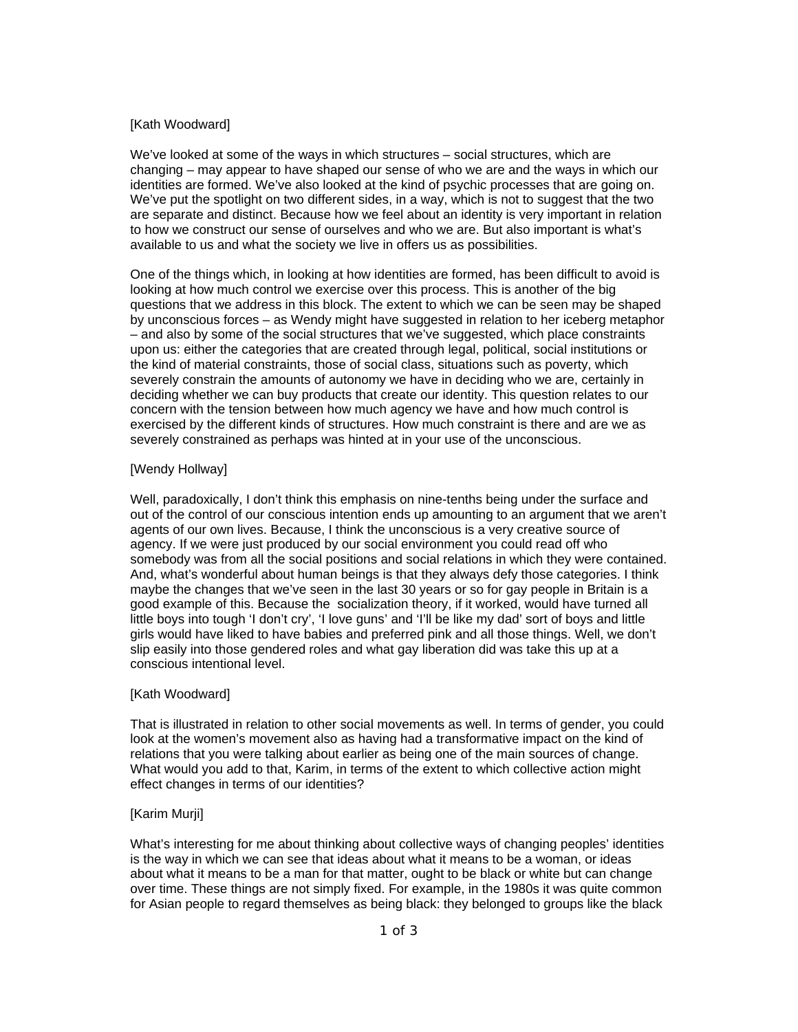[Kath Woodward]

We've looked at some of the ways in which structures – social structures, which are changing – may appear to have shaped our sense of who we are and the ways in which our identities are formed. We've also looked at the kind of psychic processes that are going on. We've put the spotlight on two different sides, in a way, which is not to suggest that the two are separate and distinct. Because how we feel about an identity is very important in relation to how we construct our sense of ourselves and who we are. But also important is what's available to us and what the society we live in offers us as possibilities.

One of the things which, in looking at how identities are formed, has been difficult to avoid is looking at how much control we exercise over this process. This is another of the big questions that we address in this block. The extent to which we can be seen may be shaped by unconscious forces – as Wendy might have suggested in relation to her iceberg metaphor – and also by some of the social structures that we've suggested, which place constraints upon us: either the categories that are created through legal, political, social institutions or the kind of material constraints, those of social class, situations such as poverty, which severely constrain the amounts of autonomy we have in deciding who we are, certainly in deciding whether we can buy products that create our identity. This question relates to our concern with the tension between how much agency we have and how much control is exercised by the different kinds of structures. How much constraint is there and are we as severely constrained as perhaps was hinted at in your use of the unconscious.

[Wendy Hollway]

Well, paradoxically, I don't think this emphasis on nine-tenths being under the surface and out of the control of our conscious intention ends up amounting to an argument that we aren't agents of our own lives. Because, I think the unconscious is a very creative source of agency. If we were just produced by our social environment you could read off who somebody was from all the social positions and social relations in which they were contained. And, what's wonderful about human beings is that they always defy those categories. I think maybe the changes that we've seen in the last 30 years or so for gay people in Britain is a good example of this. Because the socialization theory, if it worked, would have turned all little boys into tough 'I don't cry', 'I love guns' and 'I'll be like my dad' sort of boys and little girls would have liked to have babies and preferred pink and all those things. Well, we don't slip easily into those gendered roles and what gay liberation did was take this up at a conscious intentional level.

[Kath Woodward]

That is illustrated in relation to other social movements as well. In terms of gender, you could look at the women's movement also as having had a transformative impact on the kind of relations that you were talking about earlier as being one of the main sources of change. What would you add to that, Karim, in terms of the extent to which collective action might effect changes in terms of our identities?

[Karim Murji]

What's interesting for me about thinking about collective ways of changing peoples' identities is the way in which we can see that ideas about what it means to be a woman, or ideas about what it means to be a man for that matter, ought to be black or white but can change over time. These things are not simply fixed. For example, in the 1980s it was quite common for Asian people to regard themselves as being black: they belonged to groups like the black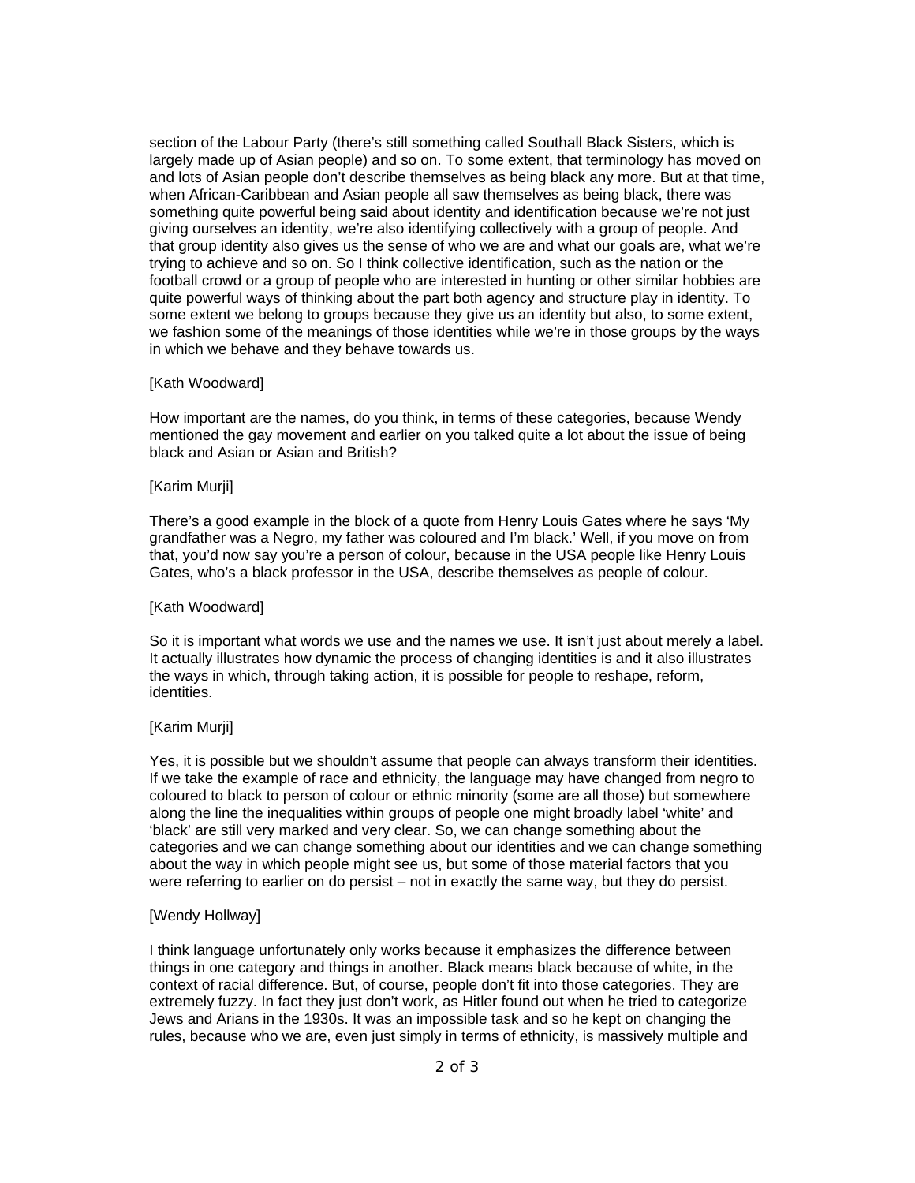section of the Labour Party (there's still something called Southall Black Sisters, which is largely made up of Asian people) and so on. To some extent, that terminology has moved on and lots of Asian people don't describe themselves as being black any more. But at that time, when African-Caribbean and Asian people all saw themselves as being black, there was something quite powerful being said about identity and identification because we're not just giving ourselves an identity, we're also identifying collectively with a group of people. And that group identity also gives us the sense of who we are and what our goals are, what we're trying to achieve and so on. So I think collective identification, such as the nation or the football crowd or a group of people who are interested in hunting or other similar hobbies are quite powerful ways of thinking about the part both agency and structure play in identity. To some extent we belong to groups because they give us an identity but also, to some extent, we fashion some of the meanings of those identities while we're in those groups by the ways in which we behave and they behave towards us.

[Kath Woodward]

How important are the names, do you think, in terms of these categories, because Wendy mentioned the gay movement and earlier on you talked quite a lot about the issue of being black and Asian or Asian and British?

[Karim Murji]

There's a good example in the block of a quote from Henry Louis Gates where he says 'My grandfather was a Negro, my father was coloured and I'm black.' Well, if you move on from that, you'd now say you're a person of colour, because in the USA people like Henry Louis Gates, who's a black professor in the USA, describe themselves as people of colour.

[Kath Woodward]

So it is important what words we use and the names we use. It isn't just about merely a label. It actually illustrates how dynamic the process of changing identities is and it also illustrates the ways in which, through taking action, it is possible for people to reshape, reform, identities.

[Karim Murji]

Yes, it is possible but we shouldn't assume that people can always transform their identities. If we take the example of race and ethnicity, the language may have changed from negro to coloured to black to person of colour or ethnic minority (some are all those) but somewhere along the line the inequalities within groups of people one might broadly label 'white' and 'black' are still very marked and very clear. So, we can change something about the categories and we can change something about our identities and we can change something about the way in which people might see us, but some of those material factors that you were referring to earlier on do persist – not in exactly the same way, but they do persist.

[Wendy Hollway]

I think language unfortunately only works because it emphasizes the difference between things in one category and things in another. Black means black because of white, in the context of racial difference. But, of course, people don't fit into those categories. They are extremely fuzzy. In fact they just don't work, as Hitler found out when he tried to categorize Jews and Arians in the 1930s. It was an impossible task and so he kept on changing the rules, because who we are, even just simply in terms of ethnicity, is massively multiple and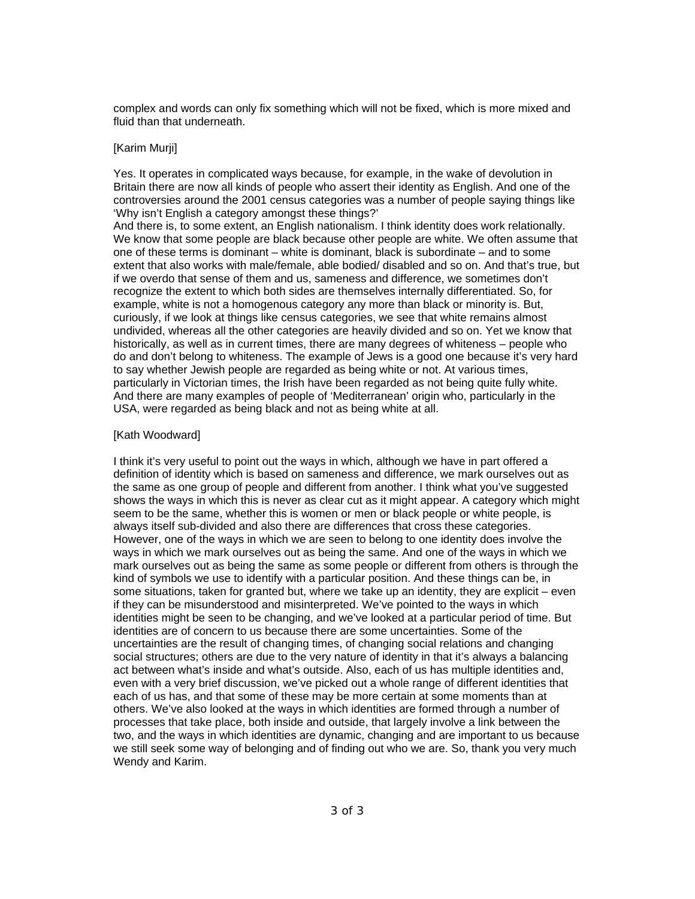complex and words can only fix something which will not be fixed, which is more mixed and fluid than that underneath.

[Karim Murji]

Yes. It operates in complicated ways because, for example, in the wake of devolution in Britain there are now all kinds of people who assert their identity as English. And one of the controversies around the 2001 census categories was a number of people saying things like 'Why isn't English a category amongst these things?'
And there is, to some extent, an English nationalism. I think identity does work relationally. We know that some people are black because other people are white. We often assume that one of these terms is dominant – white is dominant, black is subordinate – and to some extent that also works with male/female, able bodied/ disabled and so on. And that's true, but if we overdo that sense of them and us, sameness and difference, we sometimes don't recognize the extent to which both sides are themselves internally differentiated. So, for example, white is not a homogenous category any more than black or minority is. But, curiously, if we look at things like census categories, we see that white remains almost undivided, whereas all the other categories are heavily divided and so on. Yet we know that historically, as well as in current times, there are many degrees of whiteness – people who do and don't belong to whiteness. The example of Jews is a good one because it's very hard to say whether Jewish people are regarded as being white or not. At various times, particularly in Victorian times, the Irish have been regarded as not being quite fully white. And there are many examples of people of 'Mediterranean' origin who, particularly in the USA, were regarded as being black and not as being white at all.

[Kath Woodward]

I think it's very useful to point out the ways in which, although we have in part offered a definition of identity which is based on sameness and difference, we mark ourselves out as the same as one group of people and different from another. I think what you've suggested shows the ways in which this is never as clear cut as it might appear. A category which might seem to be the same, whether this is women or men or black people or white people, is always itself sub-divided and also there are differences that cross these categories. However, one of the ways in which we are seen to belong to one identity does involve the ways in which we mark ourselves out as being the same. And one of the ways in which we mark ourselves out as being the same as some people or different from others is through the kind of symbols we use to identify with a particular position. And these things can be, in some situations, taken for granted but, where we take up an identity, they are explicit – even if they can be misunderstood and misinterpreted. We've pointed to the ways in which identities might be seen to be changing, and we've looked at a particular period of time. But identities are of concern to us because there are some uncertainties. Some of the uncertainties are the result of changing times, of changing social relations and changing social structures; others are due to the very nature of identity in that it's always a balancing act between what's inside and what's outside. Also, each of us has multiple identities and, even with a very brief discussion, we've picked out a whole range of different identities that each of us has, and that some of these may be more certain at some moments than at others. We've also looked at the ways in which identities are formed through a number of processes that take place, both inside and outside, that largely involve a link between the two, and the ways in which identities are dynamic, changing and are important to us because we still seek some way of belonging and of finding out who we are. So, thank you very much Wendy and Karim.